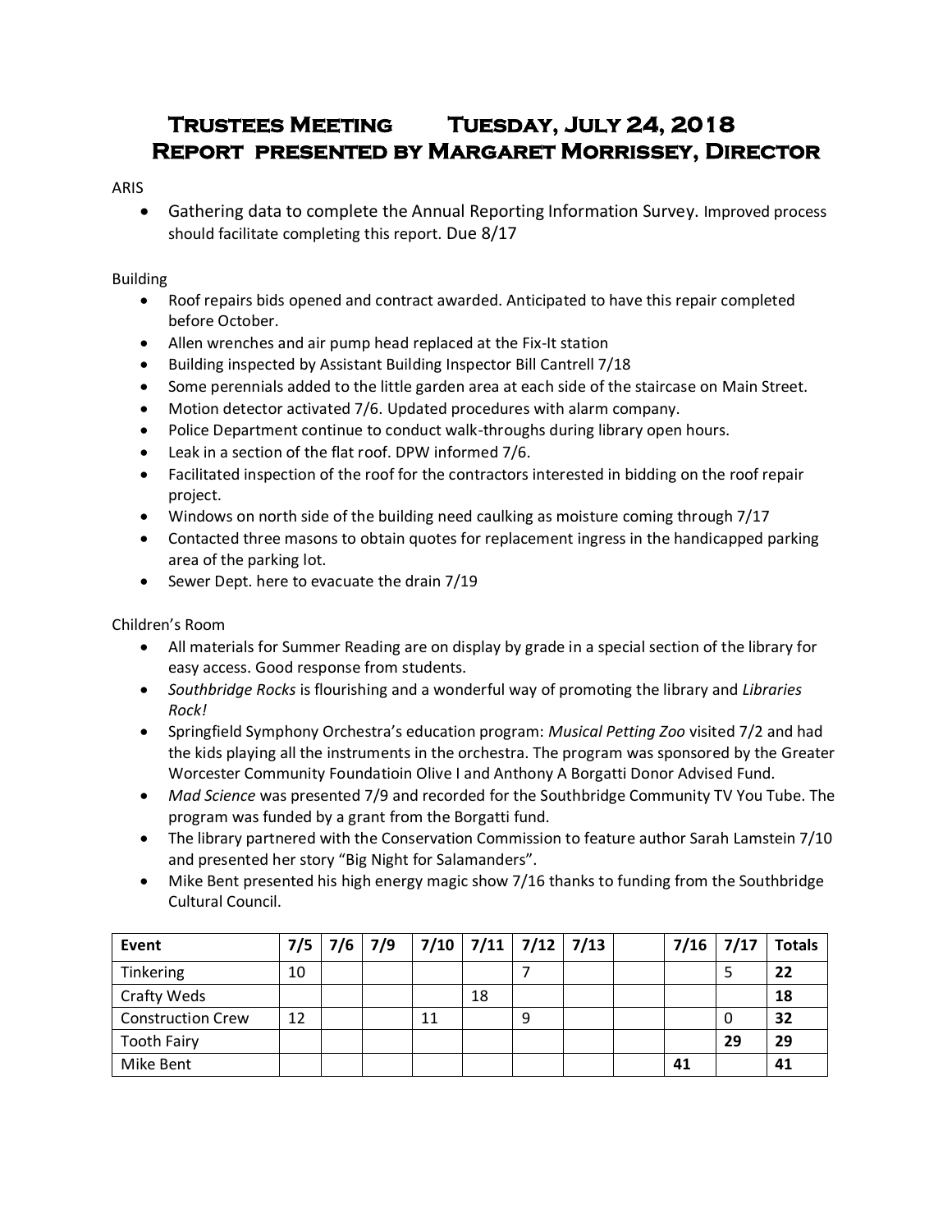# Trustees Meeting Tuesday, July 24, 2018
# Report presented by Margaret Morrissey, Director

ARIS

- Gathering data to complete the Annual Reporting Information Survey. Improved process should facilitate completing this report. Due 8/17

Building

- Roof repairs bids opened and contract awarded. Anticipated to have this repair completed before October.
- Allen wrenches and air pump head replaced at the Fix-It station
- Building inspected by Assistant Building Inspector Bill Cantrell 7/18
- Some perennials added to the little garden area at each side of the staircase on Main Street.
- Motion detector activated 7/6. Updated procedures with alarm company.
- Police Department continue to conduct walk-throughs during library open hours.
- Leak in a section of the flat roof. DPW informed 7/6.
- Facilitated inspection of the roof for the contractors interested in bidding on the roof repair project.
- Windows on north side of the building need caulking as moisture coming through 7/17
- Contacted three masons to obtain quotes for replacement ingress in the handicapped parking area of the parking lot.
- Sewer Dept. here to evacuate the drain 7/19

Children's Room

- All materials for Summer Reading are on display by grade in a special section of the library for easy access. Good response from students.
- *Southbridge Rocks* is flourishing and a wonderful way of promoting the library and *Libraries Rock!*
- Springfield Symphony Orchestra's education program: *Musical Petting Zoo* visited 7/2 and had the kids playing all the instruments in the orchestra. The program was sponsored by the Greater Worcester Community Foundatioin Olive I and Anthony A Borgatti Donor Advised Fund.
- *Mad Science* was presented 7/9 and recorded for the Southbridge Community TV You Tube. The program was funded by a grant from the Borgatti fund.
- The library partnered with the Conservation Commission to feature author Sarah Lamstein 7/10 and presented her story "Big Night for Salamanders".
- Mike Bent presented his high energy magic show 7/16 thanks to funding from the Southbridge Cultural Council.

| **Event** | **7/5** | **7/6** | **7/9** | **7/10** | **7/11** | **7/12** | **7/13** | | **7/16** | **7/17** | **Totals** |
|---|---|---|---|---|---|---|---|---|---|---|---|
| Tinkering | 10 | | | | | 7 | | | | 5 | **22** |
| Crafty Weds | | | | | 18 | | | | | | **18** |
| Construction Crew | 12 | | | 11 | | 9 | | | | 0 | **32** |
| Tooth Fairy | | | | | | | | | | **29** | **29** |
| Mike Bent | | | | | | | | | **41** | | **41** |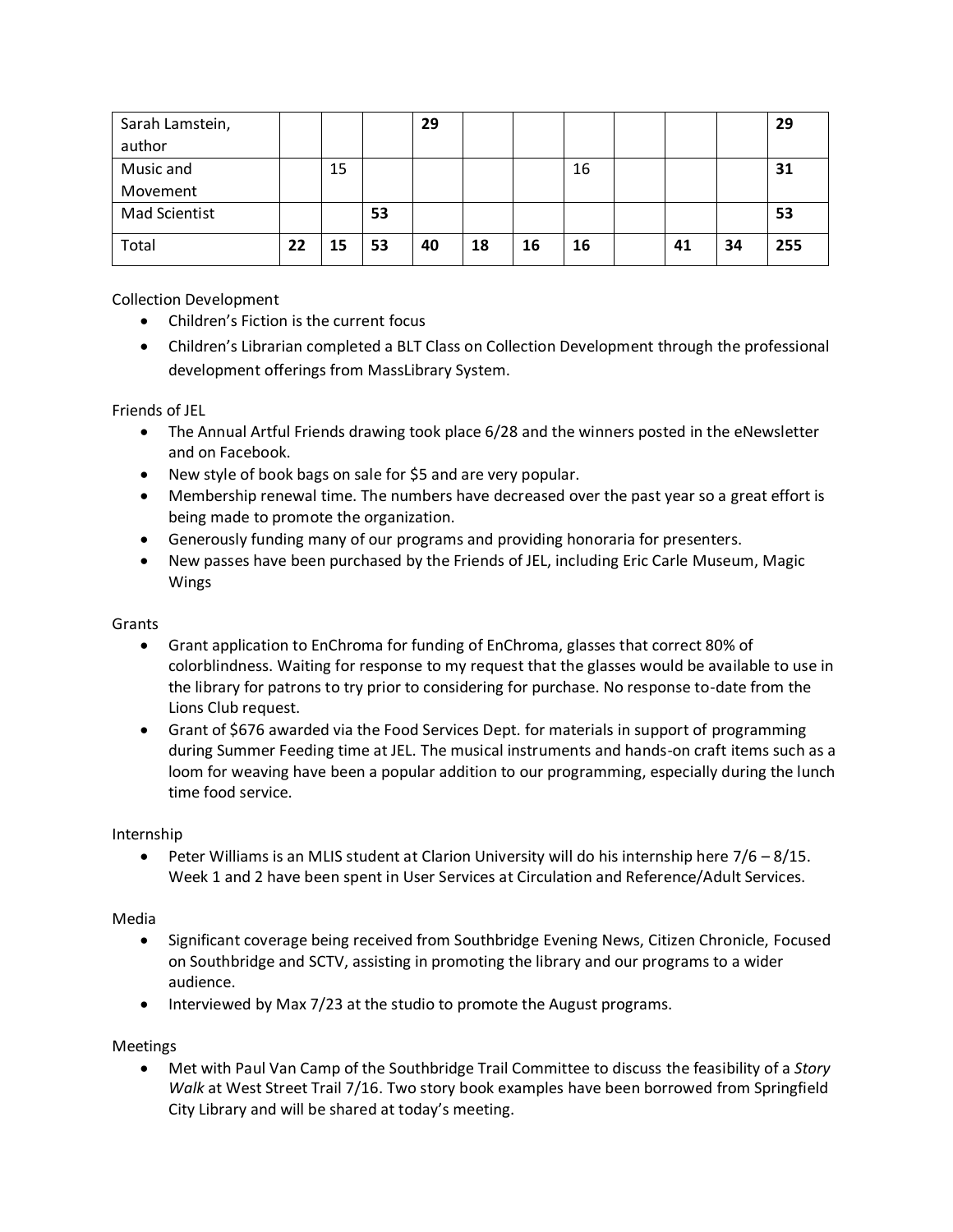| | | | | | | | | | | | |
|---|---|---|---|---|---|---|---|---|---|---|---|
| Sarah Lamstein, author | | | | **29** | | | | | | | **29** |
| Music and Movement | | 15 | | | | | 16 | | | | **31** |
| Mad Scientist | | | **53** | | | | | | | | **53** |
| Total | **22** | **15** | **53** | **40** | **18** | **16** | **16** | | **41** | **34** | **255** |

Collection Development

- Children's Fiction is the current focus
- Children's Librarian completed a BLT Class on Collection Development through the professional development offerings from MassLibrary System.

Friends of JEL

- The Annual Artful Friends drawing took place 6/28 and the winners posted in the eNewsletter and on Facebook.
- New style of book bags on sale for $5 and are very popular.
- Membership renewal time. The numbers have decreased over the past year so a great effort is being made to promote the organization.
- Generously funding many of our programs and providing honoraria for presenters.
- New passes have been purchased by the Friends of JEL, including Eric Carle Museum, Magic Wings

Grants

- Grant application to EnChroma for funding of EnChroma, glasses that correct 80% of colorblindness. Waiting for response to my request that the glasses would be available to use in the library for patrons to try prior to considering for purchase. No response to-date from the Lions Club request.
- Grant of $676 awarded via the Food Services Dept. for materials in support of programming during Summer Feeding time at JEL. The musical instruments and hands-on craft items such as a loom for weaving have been a popular addition to our programming, especially during the lunch time food service.

Internship

- Peter Williams is an MLIS student at Clarion University will do his internship here 7/6 – 8/15. Week 1 and 2 have been spent in User Services at Circulation and Reference/Adult Services.

Media

- Significant coverage being received from Southbridge Evening News, Citizen Chronicle, Focused on Southbridge and SCTV, assisting in promoting the library and our programs to a wider audience.
- Interviewed by Max 7/23 at the studio to promote the August programs.

Meetings

- Met with Paul Van Camp of the Southbridge Trail Committee to discuss the feasibility of a *Story Walk* at West Street Trail 7/16. Two story book examples have been borrowed from Springfield City Library and will be shared at today's meeting.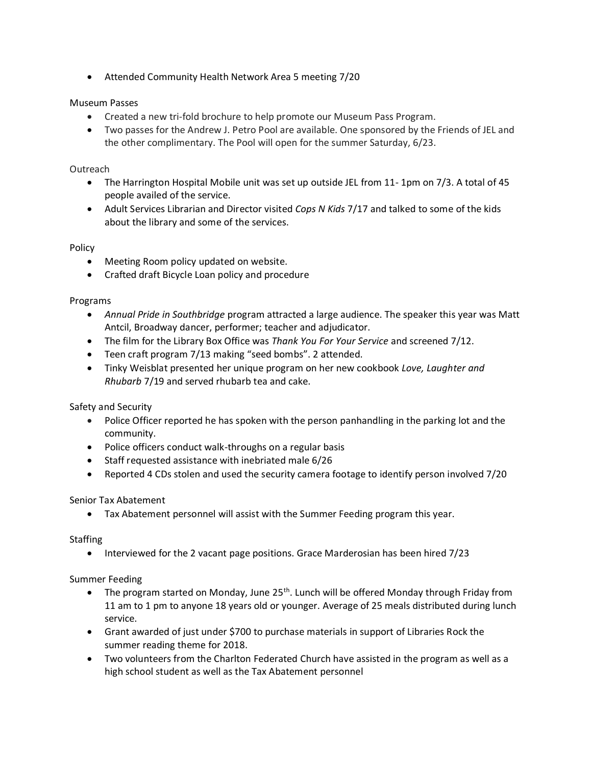- Attended Community Health Network Area 5 meeting 7/20

Museum Passes

- Created a new tri-fold brochure to help promote our Museum Pass Program.
- Two passes for the Andrew J. Petro Pool are available. One sponsored by the Friends of JEL and the other complimentary. The Pool will open for the summer Saturday, 6/23.

Outreach

- The Harrington Hospital Mobile unit was set up outside JEL from 11- 1pm on 7/3. A total of 45 people availed of the service.
- Adult Services Librarian and Director visited *Cops N Kids* 7/17 and talked to some of the kids about the library and some of the services.

Policy

- Meeting Room policy updated on website.
- Crafted draft Bicycle Loan policy and procedure

Programs

- *Annual Pride in Southbridge* program attracted a large audience. The speaker this year was Matt Antcil, Broadway dancer, performer; teacher and adjudicator.
- The film for the Library Box Office was *Thank You For Your Service* and screened 7/12.
- Teen craft program 7/13 making "seed bombs". 2 attended.
- Tinky Weisblat presented her unique program on her new cookbook *Love, Laughter and Rhubarb* 7/19 and served rhubarb tea and cake.

Safety and Security

- Police Officer reported he has spoken with the person panhandling in the parking lot and the community.
- Police officers conduct walk-throughs on a regular basis
- Staff requested assistance with inebriated male 6/26
- Reported 4 CDs stolen and used the security camera footage to identify person involved 7/20

Senior Tax Abatement

- Tax Abatement personnel will assist with the Summer Feeding program this year.

Staffing

- Interviewed for the 2 vacant page positions. Grace Marderosian has been hired 7/23

Summer Feeding

- The program started on Monday, June 25th. Lunch will be offered Monday through Friday from 11 am to 1 pm to anyone 18 years old or younger. Average of 25 meals distributed during lunch service.
- Grant awarded of just under $700 to purchase materials in support of Libraries Rock the summer reading theme for 2018.
- Two volunteers from the Charlton Federated Church have assisted in the program as well as a high school student as well as the Tax Abatement personnel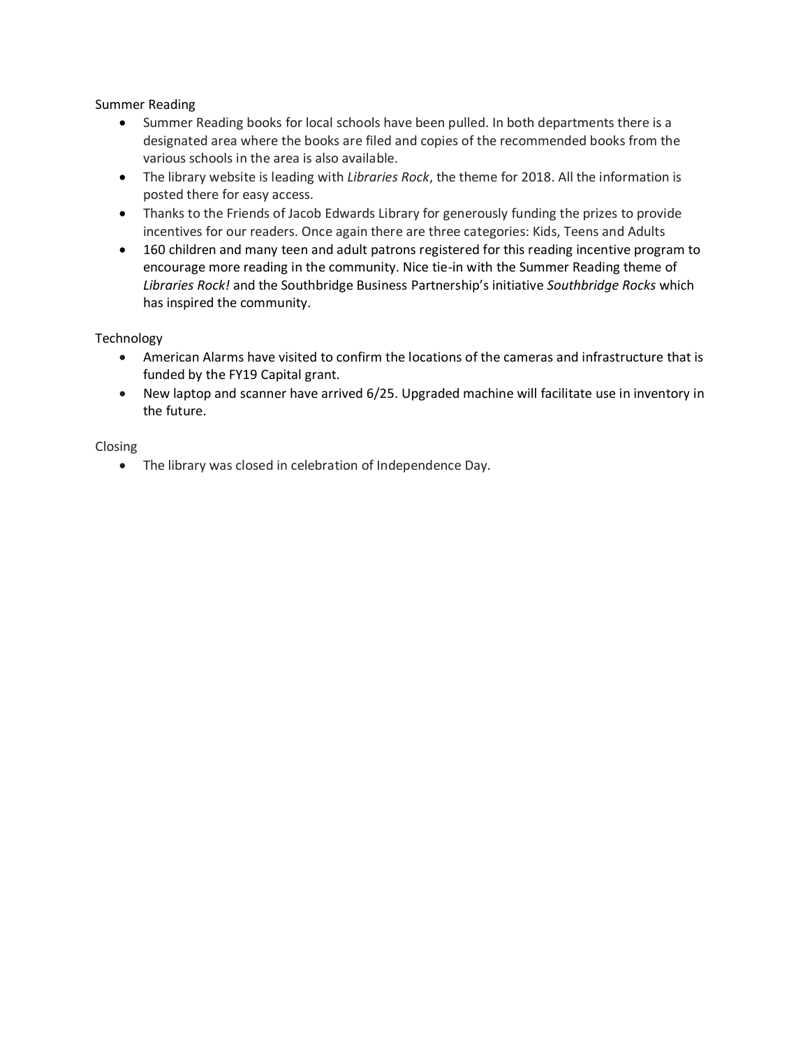Summer Reading

- Summer Reading books for local schools have been pulled. In both departments there is a designated area where the books are filed and copies of the recommended books from the various schools in the area is also available.
- The library website is leading with *Libraries Rock*, the theme for 2018. All the information is posted there for easy access.
- Thanks to the Friends of Jacob Edwards Library for generously funding the prizes to provide incentives for our readers. Once again there are three categories: Kids, Teens and Adults
- 160 children and many teen and adult patrons registered for this reading incentive program to encourage more reading in the community. Nice tie-in with the Summer Reading theme of *Libraries Rock!* and the Southbridge Business Partnership's initiative *Southbridge Rocks* which has inspired the community.

Technology

- American Alarms have visited to confirm the locations of the cameras and infrastructure that is funded by the FY19 Capital grant.
- New laptop and scanner have arrived 6/25. Upgraded machine will facilitate use in inventory in the future.

Closing

- The library was closed in celebration of Independence Day.